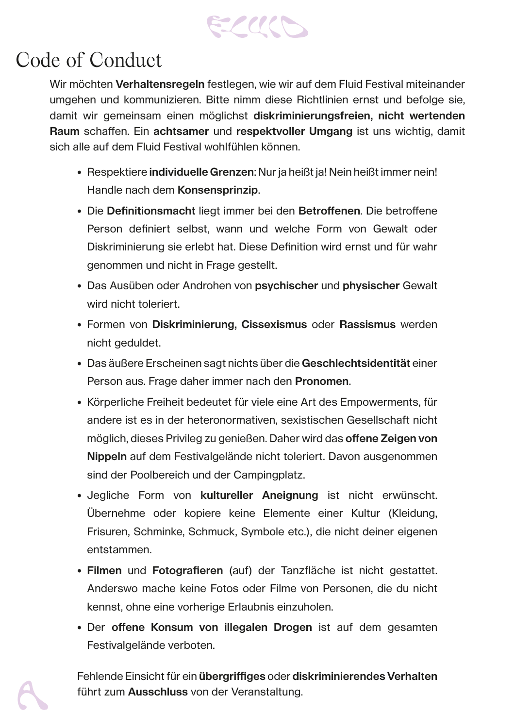# Code of Conduct

Wir möchten **Verhaltensregeln** festlegen, wie wir auf dem Fluid Festival miteinander umgehen und kommunizieren. Bitte nimm diese Richtlinien ernst und befolge sie, damit wir gemeinsam einen möglichst **diskriminierungsfreien, nicht wertenden Raum** schaffen. Ein **achtsamer** und **respektvoller Umgang** ist uns wichtig, damit sich alle auf dem Fluid Festival wohlfühlen können.

- Respektiere **individuelle Grenzen**: Nur ja heißt ja! Nein heißt immer nein! Handle nach dem **Konsensprinzip**.
- Die **Definitionsmacht** liegt immer bei den **Betroffenen**. Die betroffene Person definiert selbst, wann und welche Form von Gewalt oder Diskriminierung sie erlebt hat. Diese Definition wird ernst und für wahr genommen und nicht in Frage gestellt.
- Das Ausüben oder Androhen von **psychischer** und **physischer** Gewalt wird nicht toleriert.
- Formen von **Diskriminierung, Cissexismus** oder **Rassismus** werden nicht geduldet.
- Das äußere Erscheinen sagt nichts über die **Geschlechtsidentität** einer Person aus. Frage daher immer nach den **Pronomen**.
- Körperliche Freiheit bedeutet für viele eine Art des Empowerments, für andere ist es in der heteronormativen, sexistischen Gesellschaft nicht möglich, dieses Privileg zu genießen. Daher wird das **offene Zeigen von Nippeln** auf dem Festivalgelände nicht toleriert. Davon ausgenommen sind der Poolbereich und der Campingplatz.
- Jegliche Form von **kultureller Aneignung** ist nicht erwünscht. Übernehme oder kopiere keine Elemente einer Kultur (Kleidung, Frisuren, Schminke, Schmuck, Symbole etc.), die nicht deiner eigenen entstammen.
- **Filmen** und **Fotografieren** (auf) der Tanzfläche ist nicht gestattet. Anderswo mache keine Fotos oder Filme von Personen, die du nicht kennst, ohne eine vorherige Erlaubnis einzuholen.
- Der **offene Konsum von illegalen Drogen** ist auf dem gesamten Festivalgelände verboten.

Fehlende Einsicht für ein **übergriffiges** oder **diskriminierendes Verhalten** führt zum **Ausschluss** von der Veranstaltung.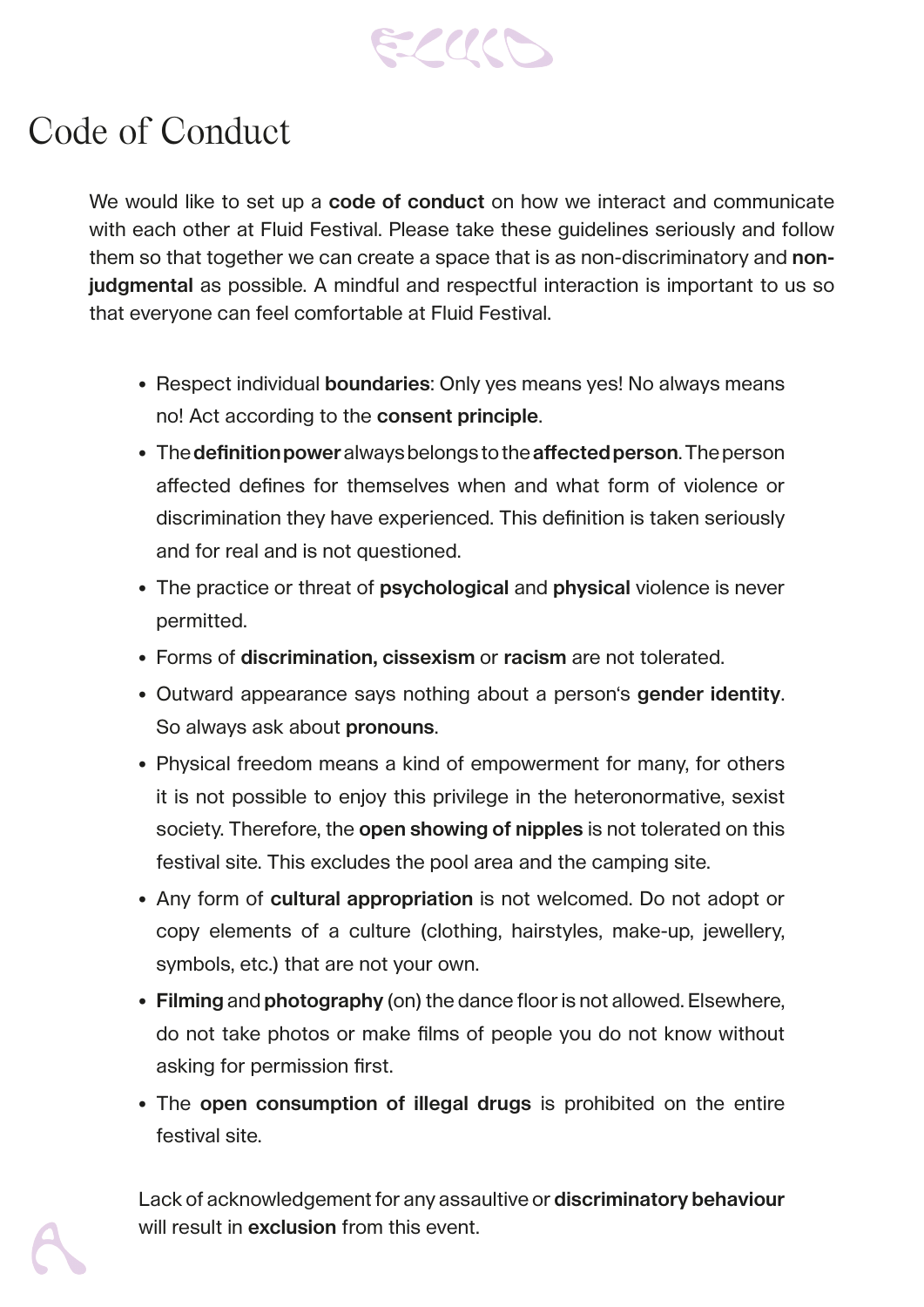# Code of Conduct

We would like to set up a **code of conduct** on how we interact and communicate with each other at Fluid Festival. Please take these guidelines seriously and follow them so that together we can create a space that is as non-discriminatory and **non-judgmental** as possible. A mindful and respectful interaction is important to us so that everyone can feel comfortable at Fluid Festival.

- Respect individual **boundaries**: Only yes means yes! No always means no! Act according to the **consent principle**.
- The **definition power** always belongs to the **affected person**. The person affected defines for themselves when and what form of violence or discrimination they have experienced. This definition is taken seriously and for real and is not questioned.
- The practice or threat of **psychological** and **physical** violence is never permitted.
- Forms of **discrimination, cissexism** or **racism** are not tolerated.
- Outward appearance says nothing about a person's **gender identity**. So always ask about **pronouns**.
- Physical freedom means a kind of empowerment for many, for others it is not possible to enjoy this privilege in the heteronormative, sexist society. Therefore, the **open showing of nipples** is not tolerated on this festival site. This excludes the pool area and the camping site.
- Any form of **cultural appropriation** is not welcomed. Do not adopt or copy elements of a culture (clothing, hairstyles, make-up, jewellery, symbols, etc.) that are not your own.
- **Filming** and **photography** (on) the dance floor is not allowed. Elsewhere, do not take photos or make films of people you do not know without asking for permission first.
- The **open consumption of illegal drugs** is prohibited on the entire festival site.

Lack of acknowledgement for any assaultive or **discriminatory behaviour** will result in **exclusion** from this event.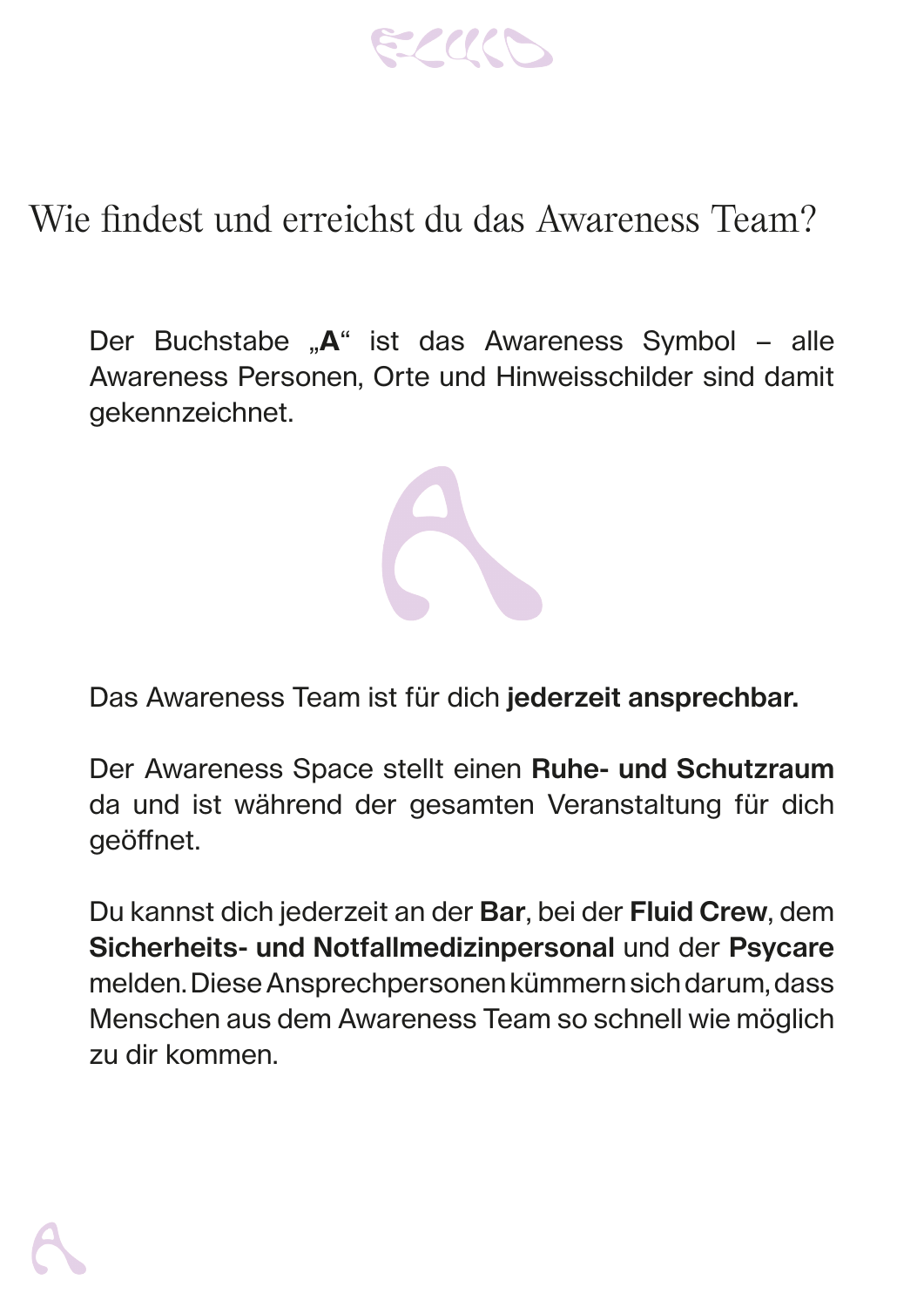# Wie findest und erreichst du das Awareness Team?

Der Buchstabe „**A**“ ist das Awareness Symbol – alle Awareness Personen, Orte und Hinweisschilder sind damit gekennzeichnet.

Das Awareness Team ist für dich **jederzeit ansprechbar.**

Der Awareness Space stellt einen **Ruhe- und Schutzraum** da und ist während der gesamten Veranstaltung für dich geöffnet.

Du kannst dich jederzeit an der **Bar**, bei der **Fluid Crew**, dem **Sicherheits- und Notfallmedizinpersonal** und der **Psycare** melden. Diese Ansprechpersonen kümmern sich darum, dass Menschen aus dem Awareness Team so schnell wie möglich zu dir kommen.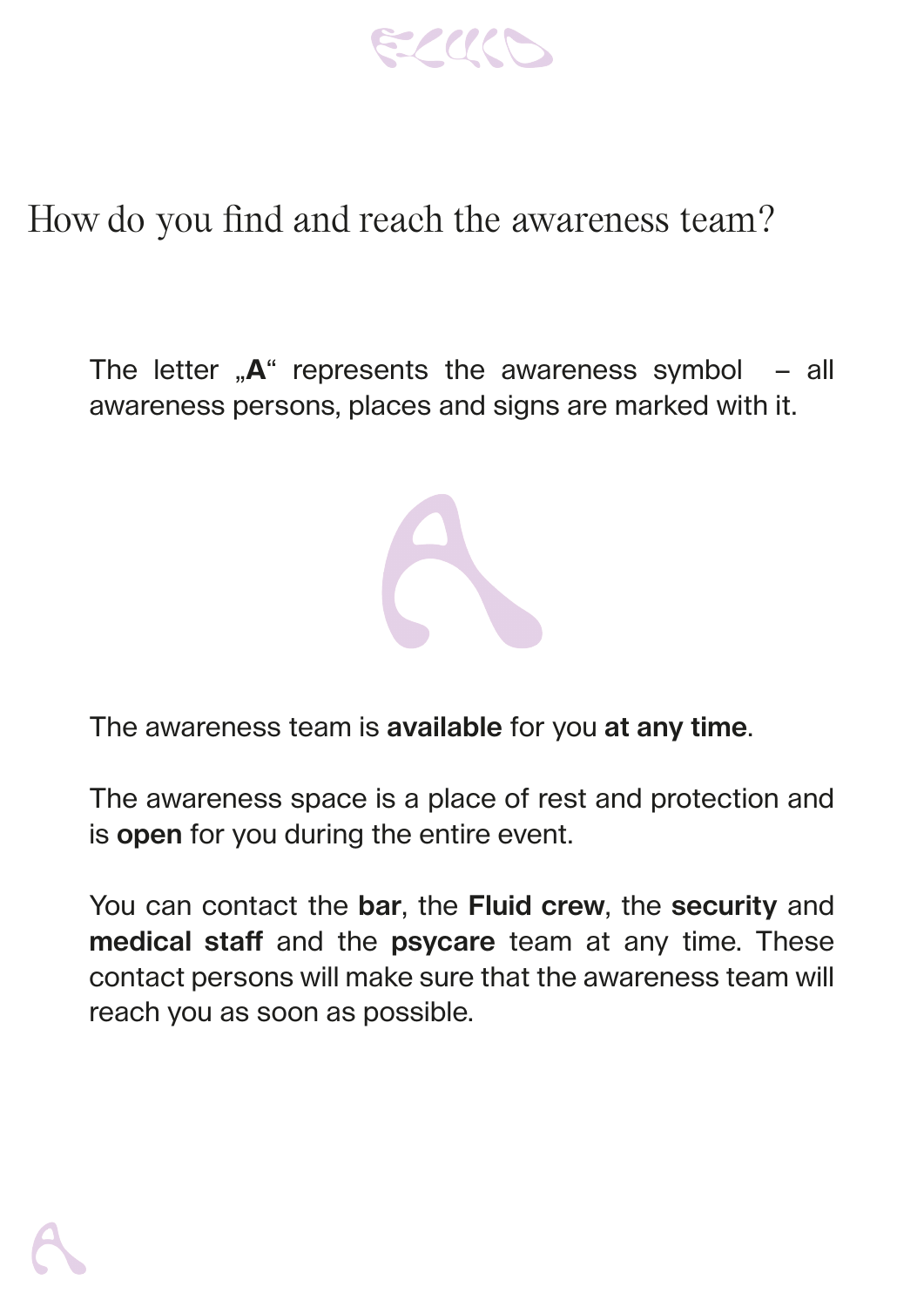# How do you find and reach the awareness team?

The letter „**A**“ represents the awareness symbol – all awareness persons, places and signs are marked with it.

The awareness team is **available** for you **at any time**.

The awareness space is a place of rest and protection and is **open** for you during the entire event.

You can contact the **bar**, the **Fluid crew**, the **security** and **medical staff** and the **psycare** team at any time. These contact persons will make sure that the awareness team will reach you as soon as possible.